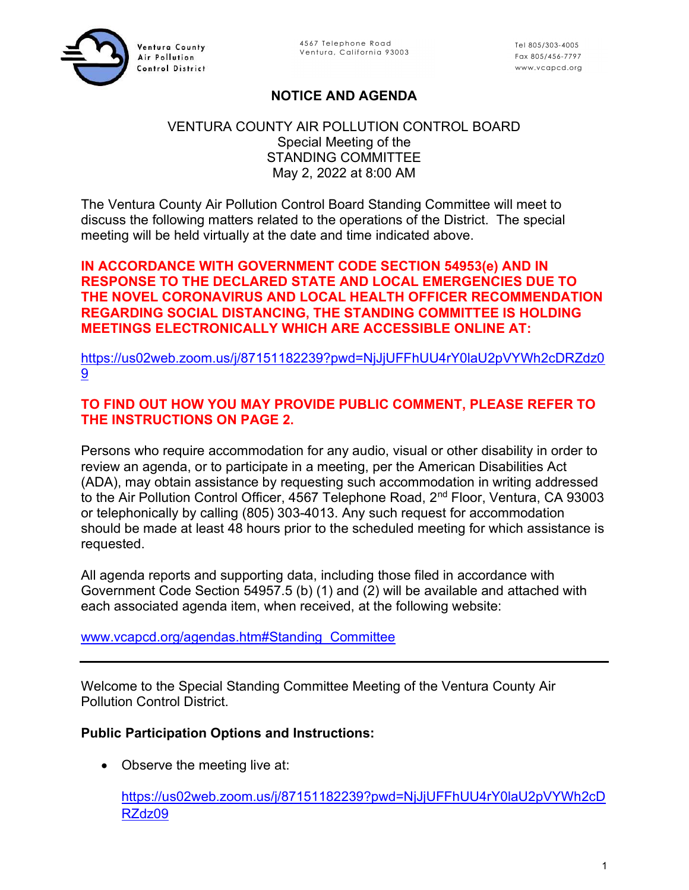Ventura County Air Pollution Control District

4567 Telephone Road
Ventura, California 93003

Tel 805/303-4005
Fax 805/456-7797
www.vcapcd.org

# NOTICE AND AGENDA

VENTURA COUNTY AIR POLLUTION CONTROL BOARD
Special Meeting of the
STANDING COMMITTEE
May 2, 2022 at 8:00 AM

The Ventura County Air Pollution Control Board Standing Committee will meet to discuss the following matters related to the operations of the District. The special meeting will be held virtually at the date and time indicated above.

**IN ACCORDANCE WITH GOVERNMENT CODE SECTION 54953(e) AND IN RESPONSE TO THE DECLARED STATE AND LOCAL EMERGENCIES DUE TO THE NOVEL CORONAVIRUS AND LOCAL HEALTH OFFICER RECOMMENDATION REGARDING SOCIAL DISTANCING, THE STANDING COMMITTEE IS HOLDING MEETINGS ELECTRONICALLY WHICH ARE ACCESSIBLE ONLINE AT:**

https://us02web.zoom.us/j/87151182239?pwd=NjJjUFFhUU4rY0laU2pVYWh2cDRZdz09

**TO FIND OUT HOW YOU MAY PROVIDE PUBLIC COMMENT, PLEASE REFER TO THE INSTRUCTIONS ON PAGE 2.**

Persons who require accommodation for any audio, visual or other disability in order to review an agenda, or to participate in a meeting, per the American Disabilities Act (ADA), may obtain assistance by requesting such accommodation in writing addressed to the Air Pollution Control Officer, 4567 Telephone Road, 2nd Floor, Ventura, CA 93003 or telephonically by calling (805) 303-4013. Any such request for accommodation should be made at least 48 hours prior to the scheduled meeting for which assistance is requested.

All agenda reports and supporting data, including those filed in accordance with Government Code Section 54957.5 (b) (1) and (2) will be available and attached with each associated agenda item, when received, at the following website:

www.vcapcd.org/agendas.htm#Standing_Committee

---

Welcome to the Special Standing Committee Meeting of the Ventura County Air Pollution Control District.

**Public Participation Options and Instructions:**

- Observe the meeting live at:

  https://us02web.zoom.us/j/87151182239?pwd=NjJjUFFhUU4rY0laU2pVYWh2cDRZdz09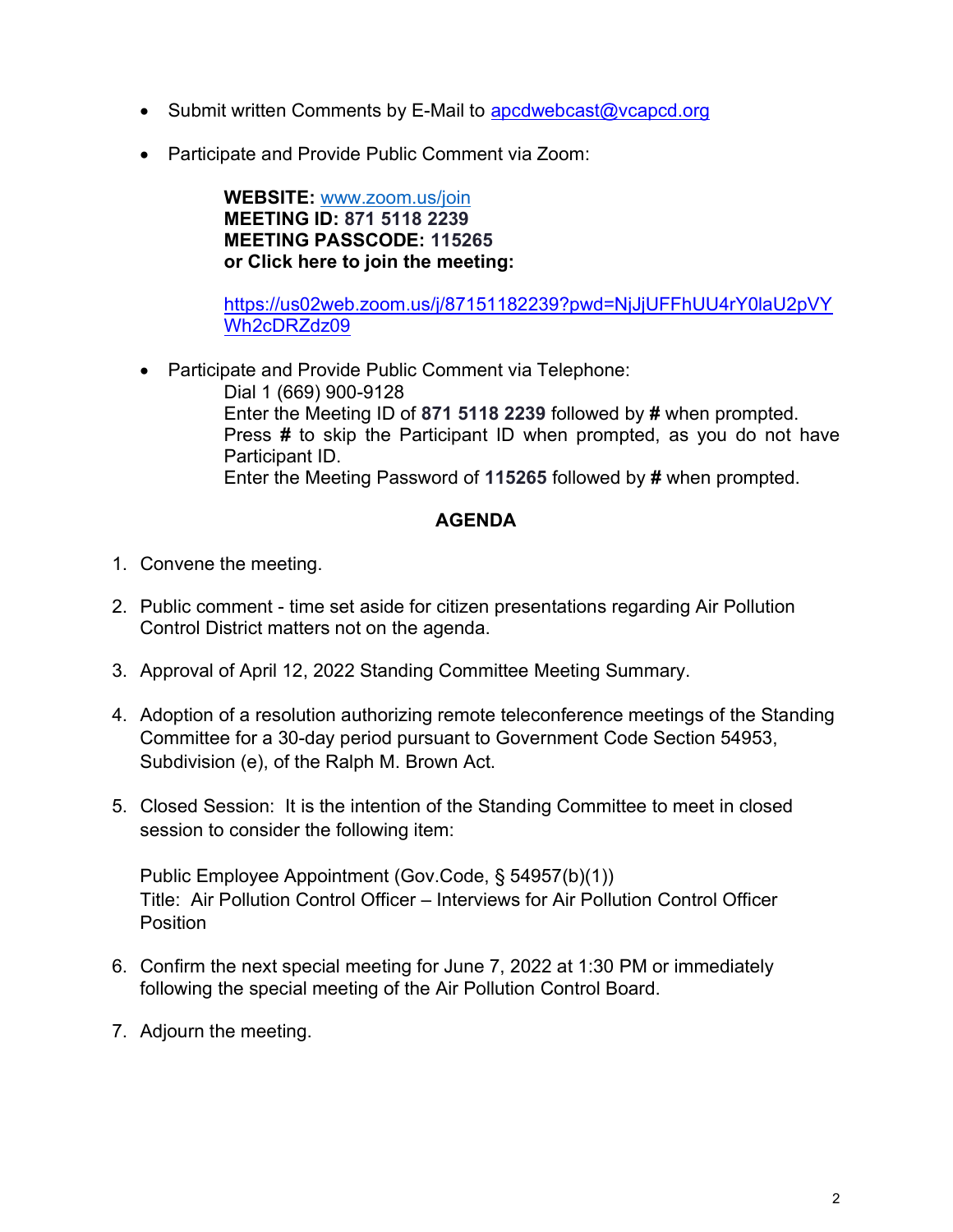- Submit written Comments by E-Mail to apcdwebcast@vcapcd.org

- Participate and Provide Public Comment via Zoom:

  **WEBSITE:** www.zoom.us/join
  **MEETING ID: 871 5118 2239**
  **MEETING PASSCODE: 115265**
  **or Click here to join the meeting:**

  https://us02web.zoom.us/j/87151182239?pwd=NjJjUFFhUU4rY0laU2pVYWh2cDRZdz09

- Participate and Provide Public Comment via Telephone:
  Dial 1 (669) 900-9128
  Enter the Meeting ID of **871 5118 2239** followed by **#** when prompted.
  Press **#** to skip the Participant ID when prompted, as you do not have Participant ID.
  Enter the Meeting Password of **115265** followed by **#** when prompted.

## AGENDA

1. Convene the meeting.

2. Public comment - time set aside for citizen presentations regarding Air Pollution Control District matters not on the agenda.

3. Approval of April 12, 2022 Standing Committee Meeting Summary.

4. Adoption of a resolution authorizing remote teleconference meetings of the Standing Committee for a 30-day period pursuant to Government Code Section 54953, Subdivision (e), of the Ralph M. Brown Act.

5. Closed Session: It is the intention of the Standing Committee to meet in closed session to consider the following item:

   Public Employee Appointment (Gov.Code, § 54957(b)(1))
   Title: Air Pollution Control Officer – Interviews for Air Pollution Control Officer Position

6. Confirm the next special meeting for June 7, 2022 at 1:30 PM or immediately following the special meeting of the Air Pollution Control Board.

7. Adjourn the meeting.